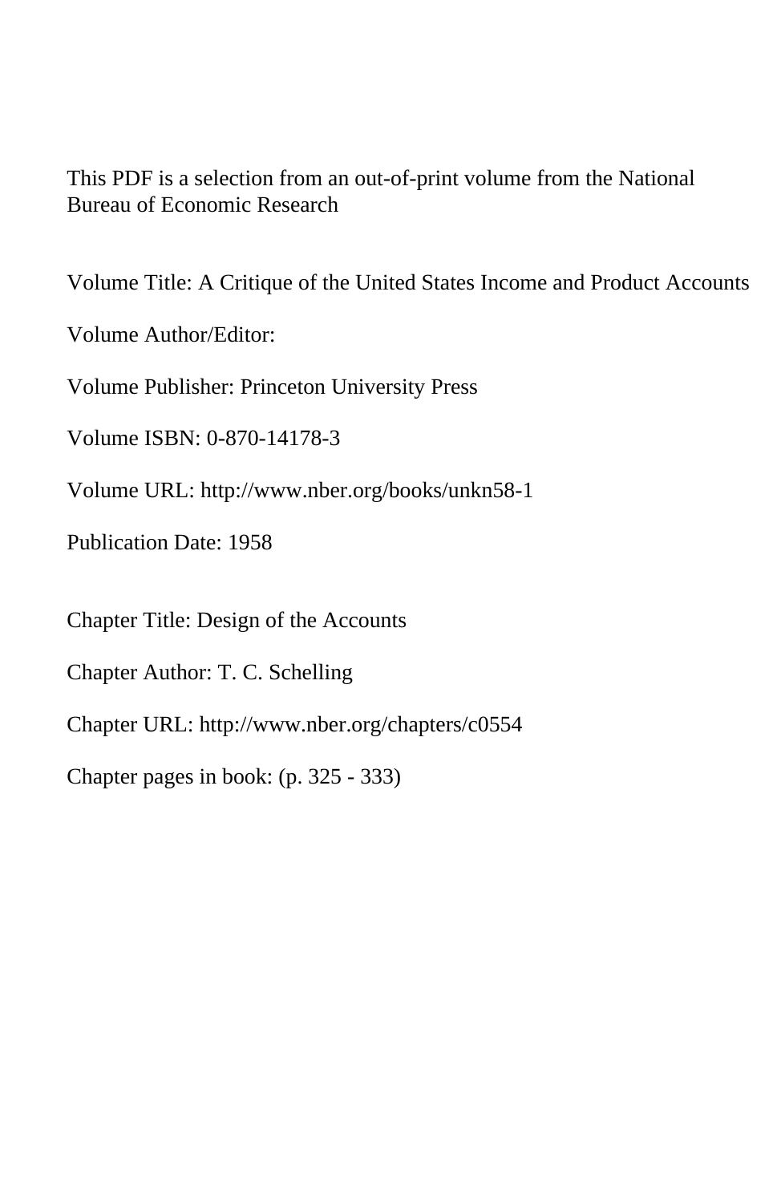This PDF is a selection from an out-of-print volume from the National Bureau of Economic Research

Volume Title: A Critique of the United States Income and Product Accounts

Volume Author/Editor:

Volume Publisher: Princeton University Press

Volume ISBN: 0-870-14178-3

Volume URL: http://www.nber.org/books/unkn58-1

Publication Date: 1958

Chapter Title: Design of the Accounts

Chapter Author: T. C. Schelling

Chapter URL: http://www.nber.org/chapters/c0554

Chapter pages in book: (p. 325 - 333)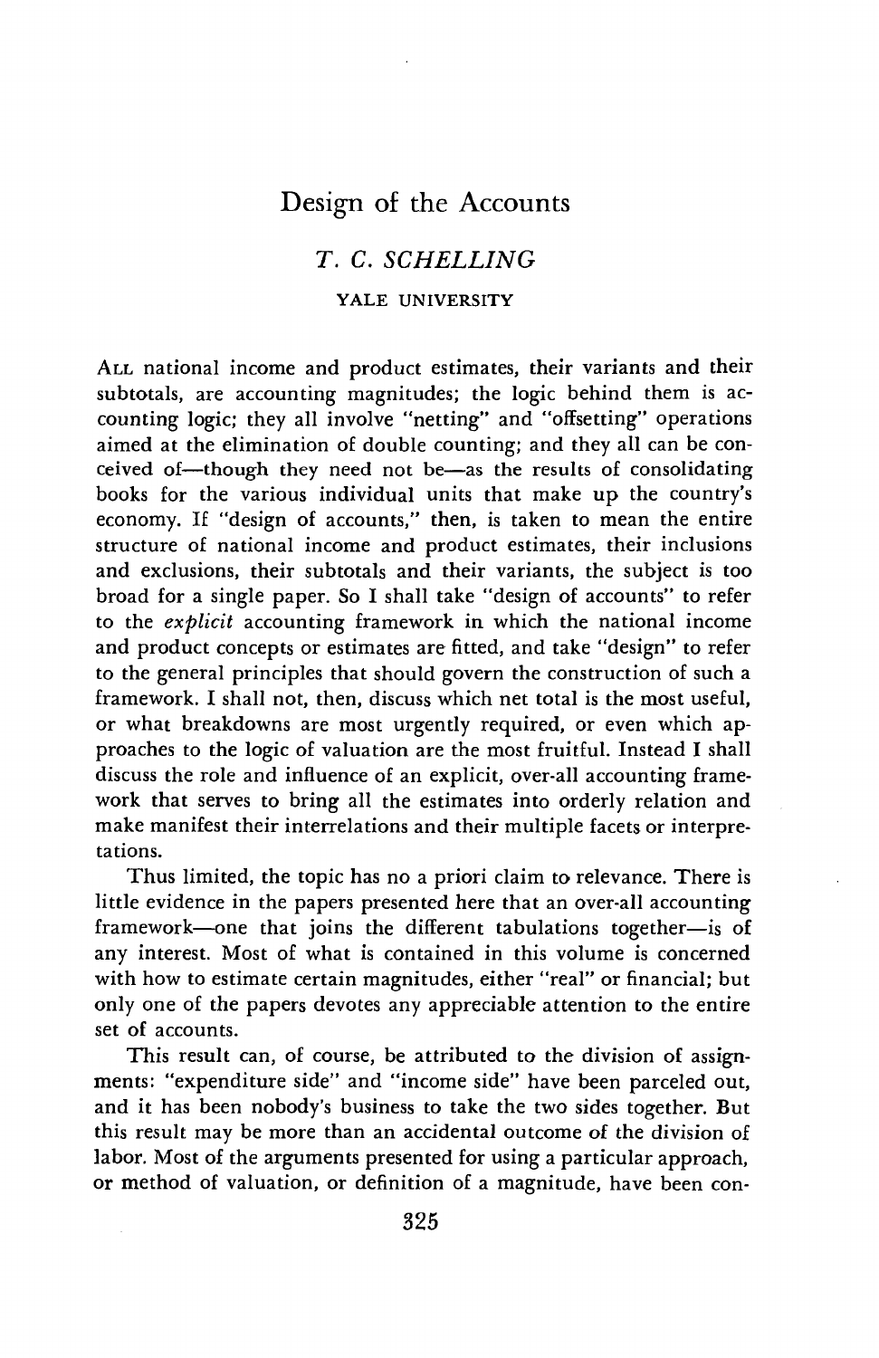# Design of the Accounts

## T. C. SCHELLING

YALE UNIVERSITY

ALL national income and product estimates, their variants and their subtotals, are accounting magnitudes; the logic behind them is accounting logic; they all involve "netting" and "offsetting" operations aimed at the elimination of double counting; and they all can be conceived of—though they need not be—as the results of consolidating books for the various individual units that make up the country's economy. If "design of accounts," then, is taken to mean the entire structure of national income and product estimates, their inclusions and exclusions, their subtotals and their variants, the subject is too broad for a single paper. So I shall take "design of accounts" to refer to the *explicit* accounting framework in which the national income and product concepts or estimates are fitted, and take "design" to refer to the general principles that should govern the construction of such a framework. I shall not, then, discuss which net total is the most useful, or what breakdowns are most urgently required, or even which approaches to the logic of valuation are the most fruitful. Instead I shall discuss the role and influence of an explicit, over-all accounting framework that serves to bring all the estimates into orderly relation and make manifest their interrelations and their multiple facets or interpretations.

Thus limited, the topic has no a priori claim to relevance. There is little evidence in the papers presented here that an over-all accounting framework—one that joins the different tabulations together—is of any interest. Most of what is contained in this volume is concerned with how to estimate certain magnitudes, either "real" or financial; but only one of the papers devotes any appreciable attention to the entire set of accounts.

This result can, of course, be attributed to the division of assignments: "expenditure side" and "income side" have been parceled out, and it has been nobody's business to take the two sides together. But this result may be more than an accidental outcome of the division of labor. Most of the arguments presented for using a particular approach, or method of valuation, or definition of a magnitude, have been con-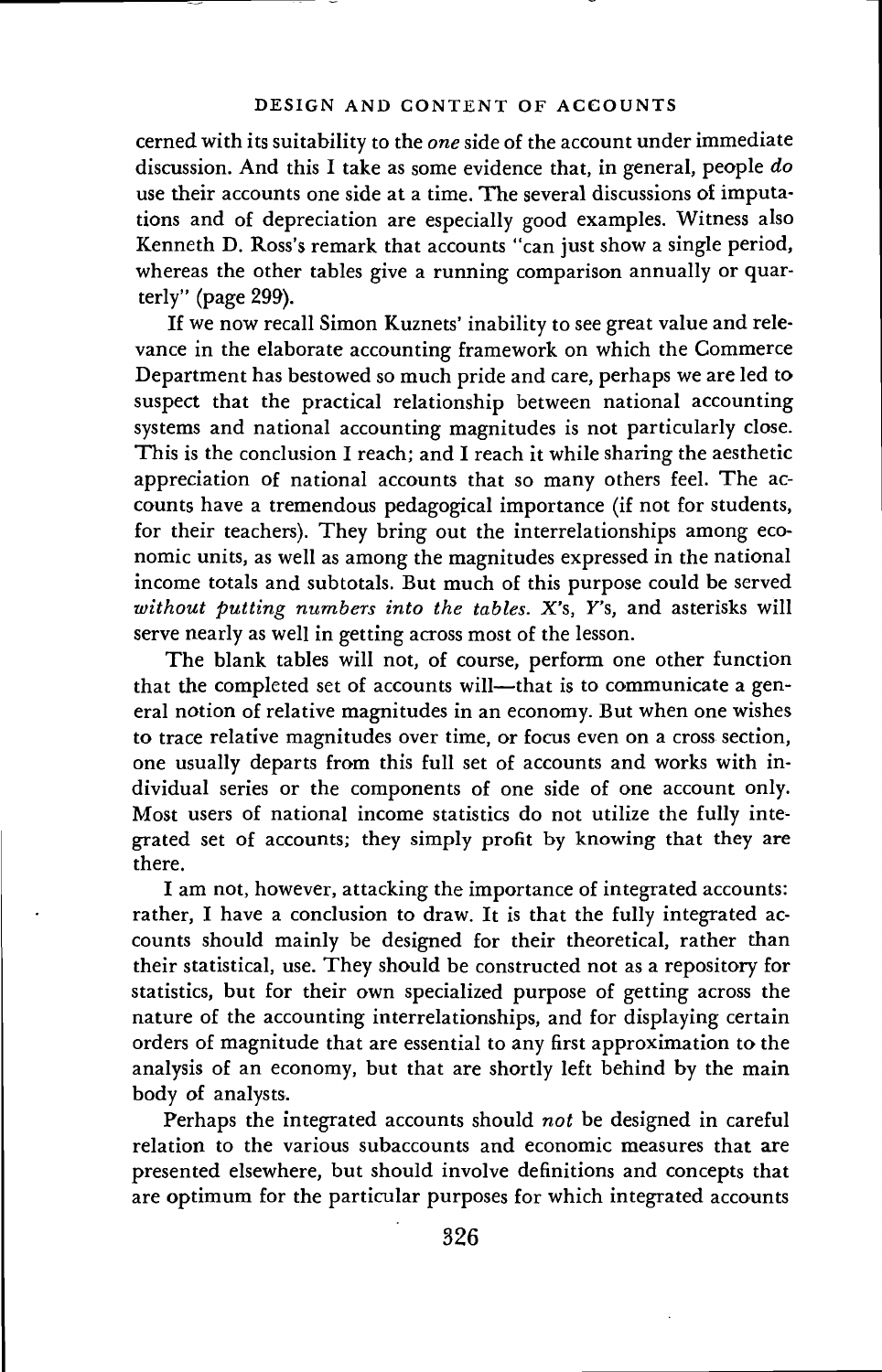cerned with its suitability to the *one* side of the account under immediate discussion. And this I take as some evidence that, in general, people *do* use their accounts one side at a time. The several discussions of imputations and of depreciation are especially good examples. Witness also Kenneth D. Ross's remark that accounts "can just show a single period, whereas the other tables give a running comparison annually or quarterly" (page 299).

If we now recall Simon Kuznets' inability to see great value and relevance in the elaborate accounting framework on which the Commerce Department has bestowed so much pride and care, perhaps we are led to suspect that the practical relationship between national accounting systems and national accounting magnitudes is not particularly close. This is the conclusion I reach; and I reach it while sharing the aesthetic appreciation of national accounts that so many others feel. The accounts have a tremendous pedagogical importance (if not for students, for their teachers). They bring out the interrelationships among economic units, as well as among the magnitudes expressed in the national income totals and subtotals. But much of this purpose could be served *without putting numbers into the tables*. X's, Y's, and asterisks will serve nearly as well in getting across most of the lesson.

The blank tables will not, of course, perform one other function that the completed set of accounts will—that is to communicate a general notion of relative magnitudes in an economy. But when one wishes to trace relative magnitudes over time, or focus even on a cross section, one usually departs from this full set of accounts and works with individual series or the components of one side of one account only. Most users of national income statistics do not utilize the fully integrated set of accounts; they simply profit by knowing that they are there.

I am not, however, attacking the importance of integrated accounts: rather, I have a conclusion to draw. It is that the fully integrated accounts should mainly be designed for their theoretical, rather than their statistical, use. They should be constructed not as a repository for statistics, but for their own specialized purpose of getting across the nature of the accounting interrelationships, and for displaying certain orders of magnitude that are essential to any first approximation to the analysis of an economy, but that are shortly left behind by the main body of analysts.

Perhaps the integrated accounts should *not* be designed in careful relation to the various subaccounts and economic measures that are presented elsewhere, but should involve definitions and concepts that are optimum for the particular purposes for which integrated accounts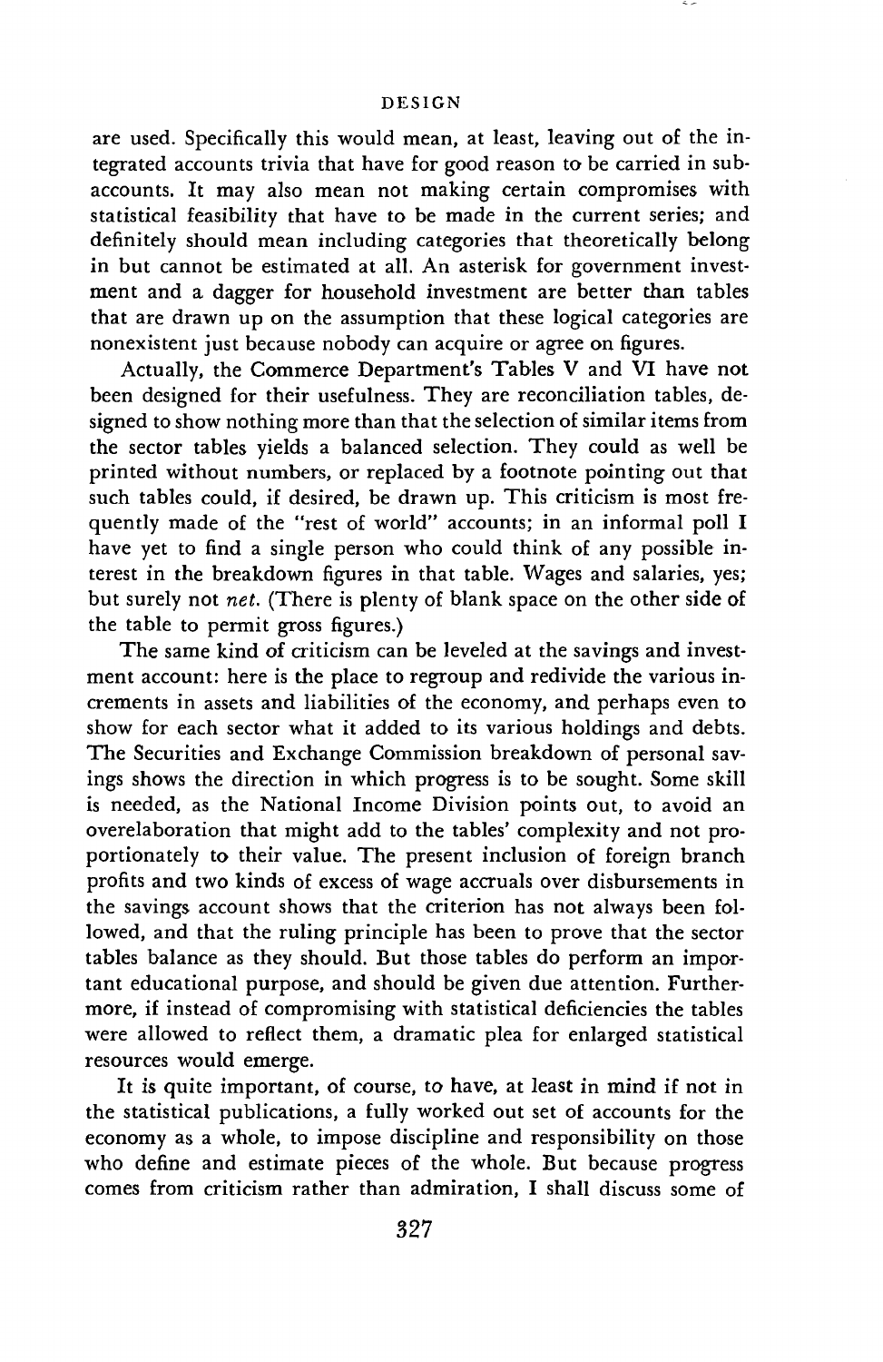are used. Specifically this would mean, at least, leaving out of the integrated accounts trivia that have for good reason to be carried in subaccounts. It may also mean not making certain compromises with statistical feasibility that have to be made in the current series; and definitely should mean including categories that theoretically belong in but cannot be estimated at all. An asterisk for government investment and a dagger for household investment are better than tables that are drawn up on the assumption that these logical categories are nonexistent just because nobody can acquire or agree on figures.

Actually, the Commerce Department's Tables V and VI have not been designed for their usefulness. They are reconciliation tables, designed to show nothing more than that the selection of similar items from the sector tables yields a balanced selection. They could as well be printed without numbers, or replaced by a footnote pointing out that such tables could, if desired, be drawn up. This criticism is most frequently made of the "rest of world" accounts; in an informal poll I have yet to find a single person who could think of any possible interest in the breakdown figures in that table. Wages and salaries, yes; but surely not *net*. (There is plenty of blank space on the other side of the table to permit gross figures.)

The same kind of criticism can be leveled at the savings and investment account: here is the place to regroup and redivide the various increments in assets and liabilities of the economy, and perhaps even to show for each sector what it added to its various holdings and debts. The Securities and Exchange Commission breakdown of personal savings shows the direction in which progress is to be sought. Some skill is needed, as the National Income Division points out, to avoid an overelaboration that might add to the tables' complexity and not proportionately to their value. The present inclusion of foreign branch profits and two kinds of excess of wage accruals over disbursements in the savings account shows that the criterion has not always been followed, and that the ruling principle has been to prove that the sector tables balance as they should. But those tables do perform an important educational purpose, and should be given due attention. Furthermore, if instead of compromising with statistical deficiencies the tables were allowed to reflect them, a dramatic plea for enlarged statistical resources would emerge.

It is quite important, of course, to have, at least in mind if not in the statistical publications, a fully worked out set of accounts for the economy as a whole, to impose discipline and responsibility on those who define and estimate pieces of the whole. But because progress comes from criticism rather than admiration, I shall discuss some of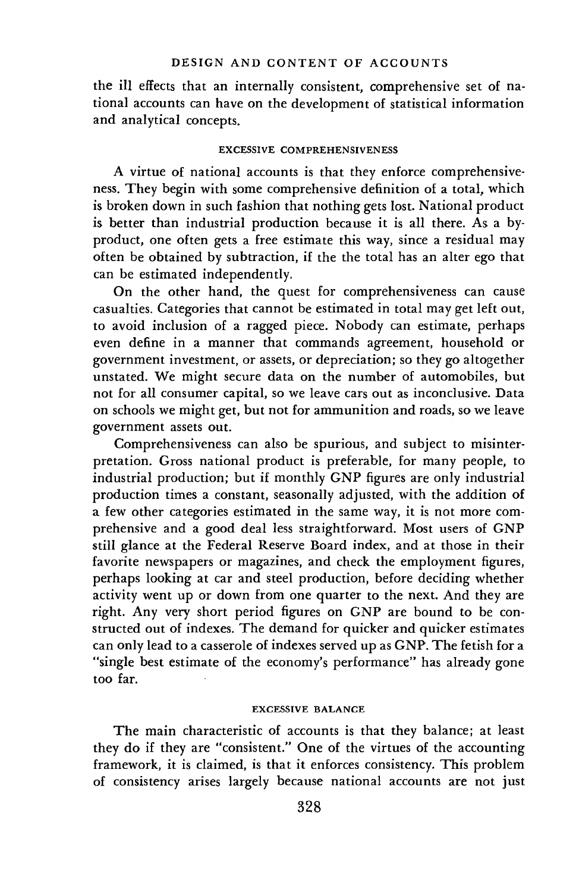the ill effects that an internally consistent, comprehensive set of national accounts can have on the development of statistical information and analytical concepts.

### EXCESSIVE COMPREHENSIVENESS

A virtue of national accounts is that they enforce comprehensiveness. They begin with some comprehensive definition of a total, which is broken down in such fashion that nothing gets lost. National product is better than industrial production because it is all there. As a by-product, one often gets a free estimate this way, since a residual may often be obtained by subtraction, if the the total has an alter ego that can be estimated independently.

On the other hand, the quest for comprehensiveness can cause casualties. Categories that cannot be estimated in total may get left out, to avoid inclusion of a ragged piece. Nobody can estimate, perhaps even define in a manner that commands agreement, household or government investment, or assets, or depreciation; so they go altogether unstated. We might secure data on the number of automobiles, but not for all consumer capital, so we leave cars out as inconclusive. Data on schools we might get, but not for ammunition and roads, so we leave government assets out.

Comprehensiveness can also be spurious, and subject to misinterpretation. Gross national product is preferable, for many people, to industrial production; but if monthly GNP figures are only industrial production times a constant, seasonally adjusted, with the addition of a few other categories estimated in the same way, it is not more comprehensive and a good deal less straightforward. Most users of GNP still glance at the Federal Reserve Board index, and at those in their favorite newspapers or magazines, and check the employment figures, perhaps looking at car and steel production, before deciding whether activity went up or down from one quarter to the next. And they are right. Any very short period figures on GNP are bound to be constructed out of indexes. The demand for quicker and quicker estimates can only lead to a casserole of indexes served up as GNP. The fetish for a "single best estimate of the economy's performance" has already gone too far.

### EXCESSIVE BALANCE

The main characteristic of accounts is that they balance; at least they do if they are "consistent." One of the virtues of the accounting framework, it is claimed, is that it enforces consistency. This problem of consistency arises largely because national accounts are not just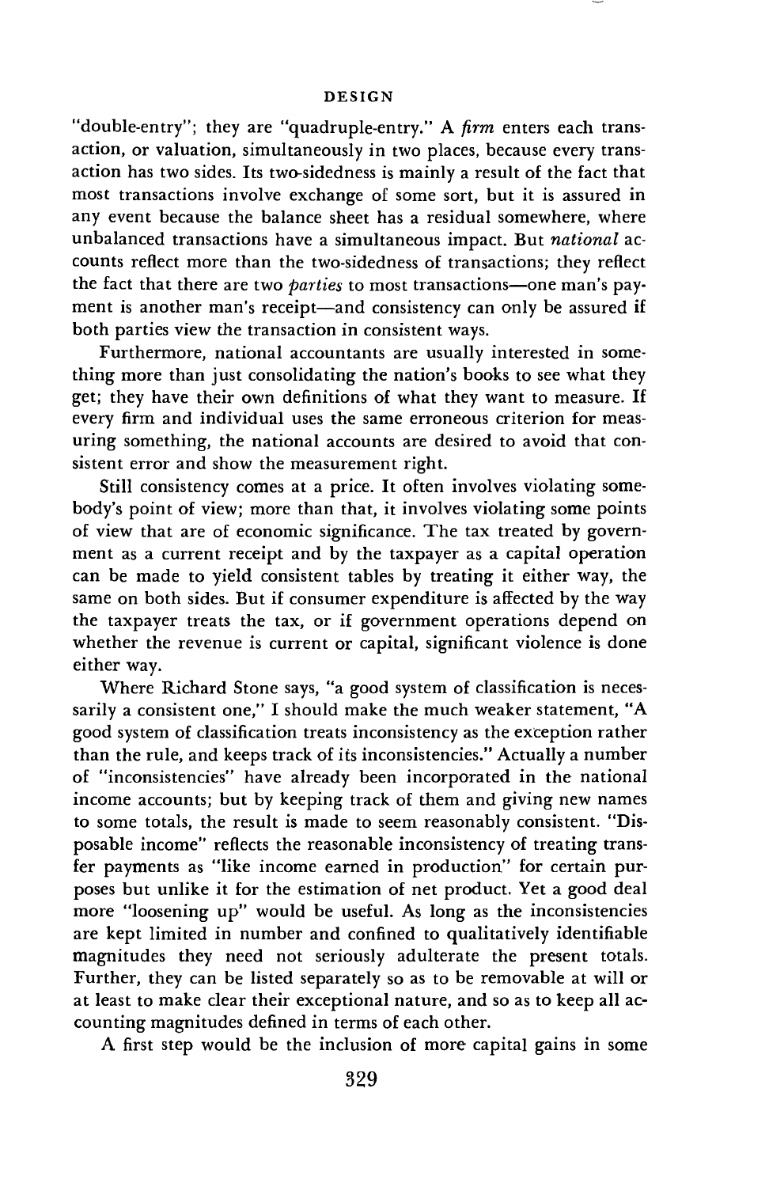"double-entry"; they are "quadruple-entry." A *firm* enters each transaction, or valuation, simultaneously in two places, because every transaction has two sides. Its two-sidedness is mainly a result of the fact that most transactions involve exchange of some sort, but it is assured in any event because the balance sheet has a residual somewhere, where unbalanced transactions have a simultaneous impact. But *national* accounts reflect more than the two-sidedness of transactions; they reflect the fact that there are two *parties* to most transactions—one man's payment is another man's receipt—and consistency can only be assured if both parties view the transaction in consistent ways.

Furthermore, national accountants are usually interested in something more than just consolidating the nation's books to see what they get; they have their own definitions of what they want to measure. If every firm and individual uses the same erroneous criterion for measuring something, the national accounts are desired to avoid that consistent error and show the measurement right.

Still consistency comes at a price. It often involves violating somebody's point of view; more than that, it involves violating some points of view that are of economic significance. The tax treated by government as a current receipt and by the taxpayer as a capital operation can be made to yield consistent tables by treating it either way, the same on both sides. But if consumer expenditure is affected by the way the taxpayer treats the tax, or if government operations depend on whether the revenue is current or capital, significant violence is done either way.

Where Richard Stone says, "a good system of classification is necessarily a consistent one," I should make the much weaker statement, "A good system of classification treats inconsistency as the exception rather than the rule, and keeps track of its inconsistencies." Actually a number of "inconsistencies" have already been incorporated in the national income accounts; but by keeping track of them and giving new names to some totals, the result is made to seem reasonably consistent. "Disposable income" reflects the reasonable inconsistency of treating transfer payments as "like income earned in production" for certain purposes but unlike it for the estimation of net product. Yet a good deal more "loosening up" would be useful. As long as the inconsistencies are kept limited in number and confined to qualitatively identifiable magnitudes they need not seriously adulterate the present totals. Further, they can be listed separately so as to be removable at will or at least to make clear their exceptional nature, and so as to keep all accounting magnitudes defined in terms of each other.

A first step would be the inclusion of more capital gains in some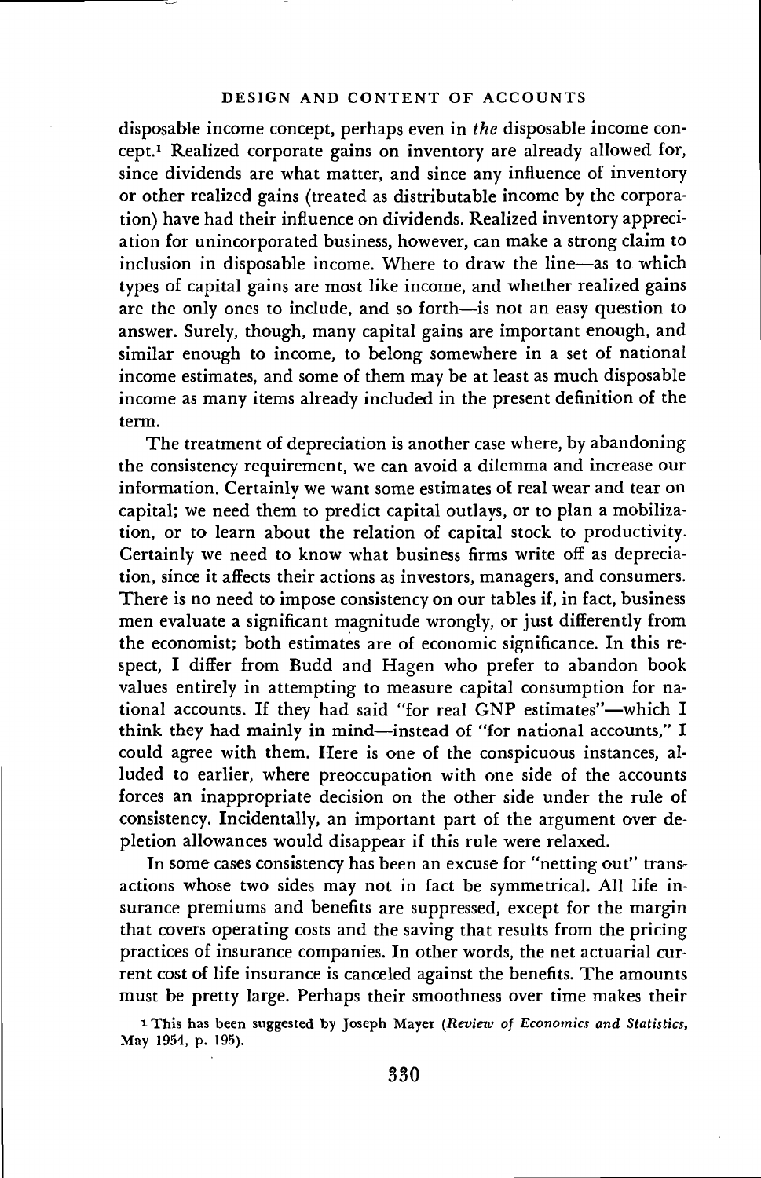disposable income concept, perhaps even in *the* disposable income concept.[1] Realized corporate gains on inventory are already allowed for, since dividends are what matter, and since any influence of inventory or other realized gains (treated as distributable income by the corporation) have had their influence on dividends. Realized inventory appreciation for unincorporated business, however, can make a strong claim to inclusion in disposable income. Where to draw the line—as to which types of capital gains are most like income, and whether realized gains are the only ones to include, and so forth—is not an easy question to answer. Surely, though, many capital gains are important enough, and similar enough to income, to belong somewhere in a set of national income estimates, and some of them may be at least as much disposable income as many items already included in the present definition of the term.

The treatment of depreciation is another case where, by abandoning the consistency requirement, we can avoid a dilemma and increase our information. Certainly we want some estimates of real wear and tear on capital; we need them to predict capital outlays, or to plan a mobilization, or to learn about the relation of capital stock to productivity. Certainly we need to know what business firms write off as depreciation, since it affects their actions as investors, managers, and consumers. There is no need to impose consistency on our tables if, in fact, business men evaluate a significant magnitude wrongly, or just differently from the economist; both estimates are of economic significance. In this respect, I differ from Budd and Hagen who prefer to abandon book values entirely in attempting to measure capital consumption for national accounts. If they had said "for real GNP estimates"—which I think they had mainly in mind—instead of "for national accounts," I could agree with them. Here is one of the conspicuous instances, alluded to earlier, where preoccupation with one side of the accounts forces an inappropriate decision on the other side under the rule of consistency. Incidentally, an important part of the argument over depletion allowances would disappear if this rule were relaxed.

In some cases consistency has been an excuse for "netting out" transactions whose two sides may not in fact be symmetrical. All life insurance premiums and benefits are suppressed, except for the margin that covers operating costs and the saving that results from the pricing practices of insurance companies. In other words, the net actuarial current cost of life insurance is canceled against the benefits. The amounts must be pretty large. Perhaps their smoothness over time makes their

[1] This has been suggested by Joseph Mayer (*Review of Economics and Statistics*, May 1954, p. 195).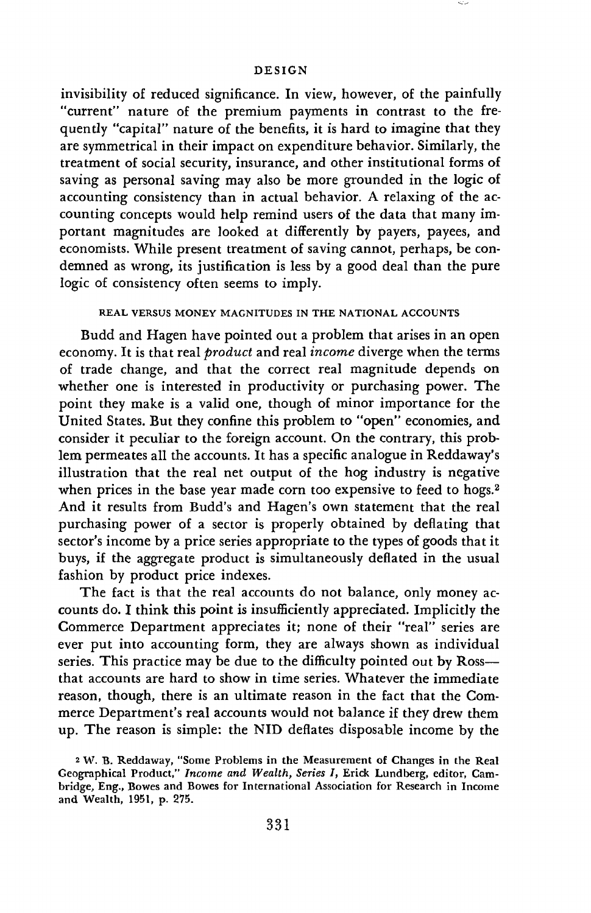invisibility of reduced significance. In view, however, of the painfully "current" nature of the premium payments in contrast to the frequently "capital" nature of the benefits, it is hard to imagine that they are symmetrical in their impact on expenditure behavior. Similarly, the treatment of social security, insurance, and other institutional forms of saving as personal saving may also be more grounded in the logic of accounting consistency than in actual behavior. A relaxing of the accounting concepts would help remind users of the data that many important magnitudes are looked at differently by payers, payees, and economists. While present treatment of saving cannot, perhaps, be condemned as wrong, its justification is less by a good deal than the pure logic of consistency often seems to imply.

### REAL VERSUS MONEY MAGNITUDES IN THE NATIONAL ACCOUNTS

Budd and Hagen have pointed out a problem that arises in an open economy. It is that real *product* and real *income* diverge when the terms of trade change, and that the correct real magnitude depends on whether one is interested in productivity or purchasing power. The point they make is a valid one, though of minor importance for the United States. But they confine this problem to "open" economies, and consider it peculiar to the foreign account. On the contrary, this problem permeates all the accounts. It has a specific analogue in Reddaway's illustration that the real net output of the hog industry is negative when prices in the base year made corn too expensive to feed to hogs.[2] And it results from Budd's and Hagen's own statement that the real purchasing power of a sector is properly obtained by deflating that sector's income by a price series appropriate to the types of goods that it buys, if the aggregate product is simultaneously deflated in the usual fashion by product price indexes.

The fact is that the real accounts do not balance, only money accounts do. I think this point is insufficiently appreciated. Implicitly the Commerce Department appreciates it; none of their "real" series are ever put into accounting form, they are always shown as individual series. This practice may be due to the difficulty pointed out by Ross—that accounts are hard to show in time series. Whatever the immediate reason, though, there is an ultimate reason in the fact that the Commerce Department's real accounts would not balance if they drew them up. The reason is simple: the NID deflates disposable income by the

[2] W. B. Reddaway, "Some Problems in the Measurement of Changes in the Real Geographical Product," *Income and Wealth, Series I*, Erick Lundberg, editor, Cambridge, Eng., Bowes and Bowes for International Association for Research in Income and Wealth, 1951, p. 275.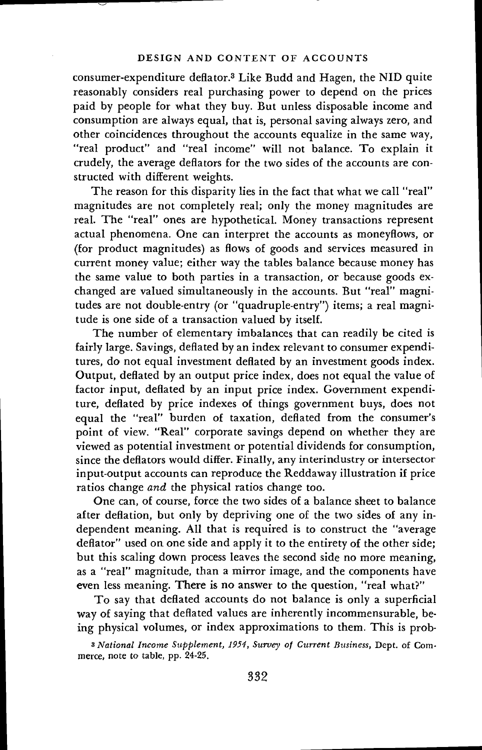consumer-expenditure deflator.[3] Like Budd and Hagen, the NID quite reasonably considers real purchasing power to depend on the prices paid by people for what they buy. But unless disposable income and consumption are always equal, that is, personal saving always zero, and other coincidences throughout the accounts equalize in the same way, "real product" and "real income" will not balance. To explain it crudely, the average deflators for the two sides of the accounts are constructed with different weights.

The reason for this disparity lies in the fact that what we call "real" magnitudes are not completely real; only the money magnitudes are real. The "real" ones are hypothetical. Money transactions represent actual phenomena. One can interpret the accounts as moneyflows, or (for product magnitudes) as flows of goods and services measured in current money value; either way the tables balance because money has the same value to both parties in a transaction, or because goods exchanged are valued simultaneously in the accounts. But "real" magnitudes are not double-entry (or "quadruple-entry") items; a real magnitude is one side of a transaction valued by itself.

The number of elementary imbalances that can readily be cited is fairly large. Savings, deflated by an index relevant to consumer expenditures, do not equal investment deflated by an investment goods index. Output, deflated by an output price index, does not equal the value of factor input, deflated by an input price index. Government expenditure, deflated by price indexes of things government buys, does not equal the "real" burden of taxation, deflated from the consumer's point of view. "Real" corporate savings depend on whether they are viewed as potential investment or potential dividends for consumption, since the deflators would differ. Finally, any interindustry or intersector input-output accounts can reproduce the Reddaway illustration if price ratios change *and* the physical ratios change too.

One can, of course, force the two sides of a balance sheet to balance after deflation, but only by depriving one of the two sides of any independent meaning. All that is required is to construct the "average deflator" used on one side and apply it to the entirety of the other side; but this scaling down process leaves the second side no more meaning, as a "real" magnitude, than a mirror image, and the components have even less meaning. There is no answer to the question, "real what?"

To say that deflated accounts do not balance is only a superficial way of saying that deflated values are inherently incommensurable, being physical volumes, or index approximations to them. This is prob-

[3] *National Income Supplement, 1954, Survey of Current Business*, Dept. of Commerce, note to table, pp. 24-25.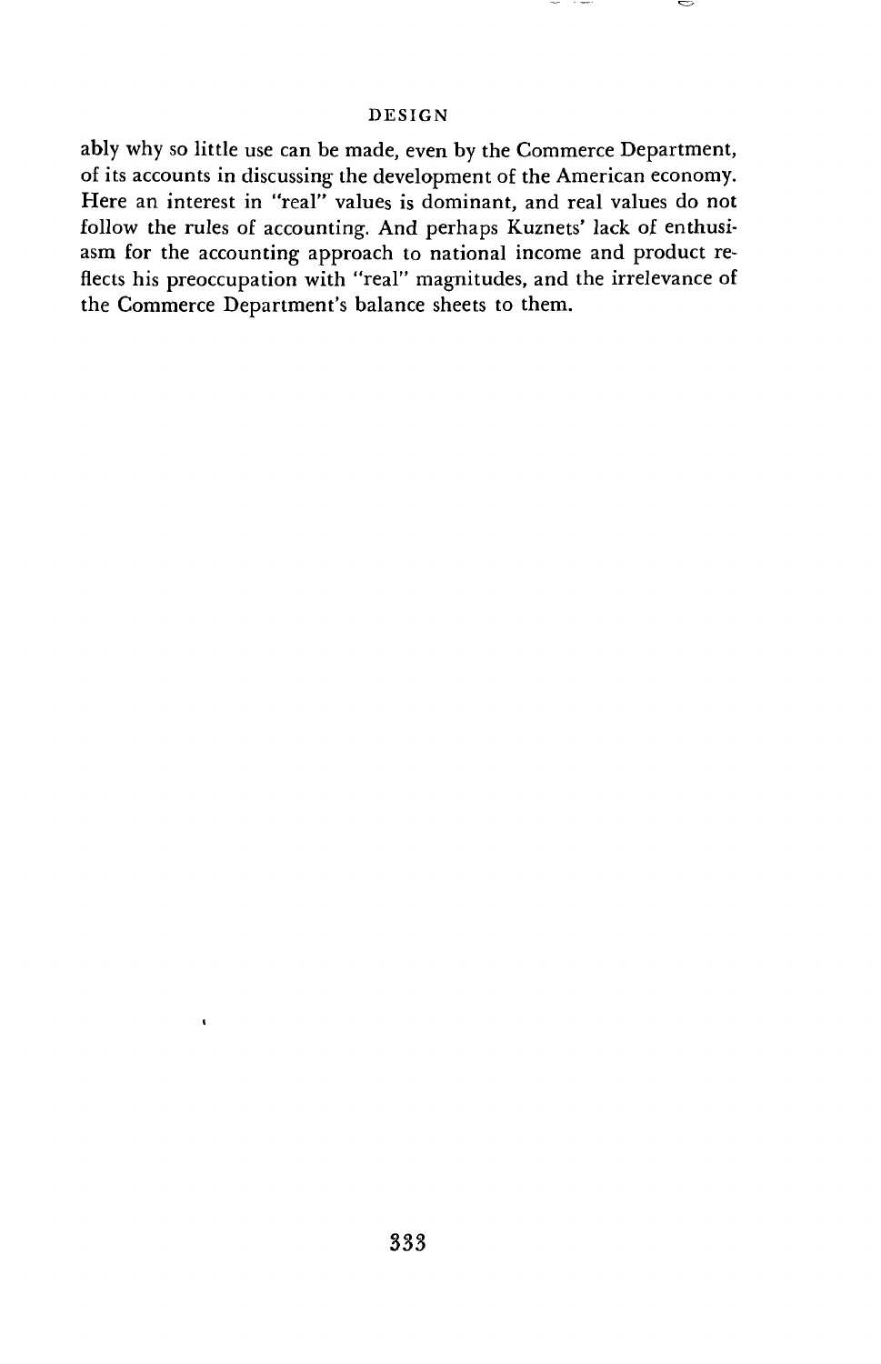ably why so little use can be made, even by the Commerce Department, of its accounts in discussing the development of the American economy. Here an interest in "real" values is dominant, and real values do not follow the rules of accounting. And perhaps Kuznets' lack of enthusiasm for the accounting approach to national income and product reflects his preoccupation with "real" magnitudes, and the irrelevance of the Commerce Department's balance sheets to them.